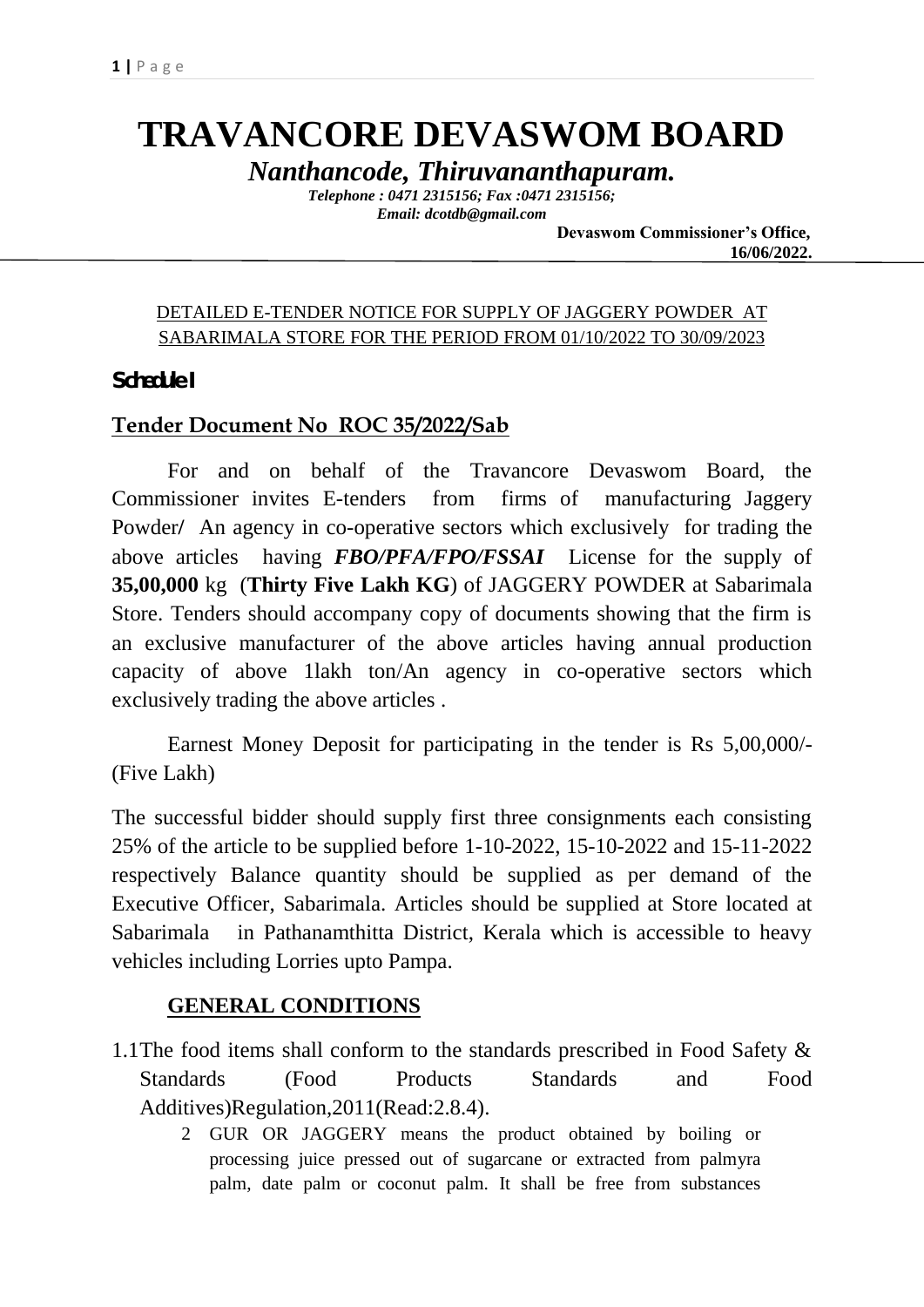# TRAVANCORE DEVASWOM BOARD

***Nanthancode, Thiruvananthapuram.***

***Telephone : 0471 2315156; Fax :0471 2315156;***
***Email: dcotdb@gmail.com***

**Devaswom Commissioner's Office,**
**16/06/2022.**

DETAILED E-TENDER NOTICE FOR SUPPLY OF JAGGERY POWDER AT SABARIMALA STORE FOR THE PERIOD FROM 01/10/2022 TO 30/09/2023

**Schedule I**

## Tender Document No ROC 35/2022/Sab

For and on behalf of the Travancore Devaswom Board, the Commissioner invites E-tenders from firms of manufacturing Jaggery Powder/ An agency in co-operative sectors which exclusively for trading the above articles having ***FBO/PFA/FPO/FSSAI*** License for the supply of **35,00,000** kg (**Thirty Five Lakh KG**) of JAGGERY POWDER at Sabarimala Store. Tenders should accompany copy of documents showing that the firm is an exclusive manufacturer of the above articles having annual production capacity of above 1lakh ton/An agency in co-operative sectors which exclusively trading the above articles .

Earnest Money Deposit for participating in the tender is Rs 5,00,000/- (Five Lakh)

The successful bidder should supply first three consignments each consisting 25% of the article to be supplied before 1-10-2022, 15-10-2022 and 15-11-2022 respectively Balance quantity should be supplied as per demand of the Executive Officer, Sabarimala. Articles should be supplied at Store located at Sabarimala in Pathanamthitta District, Kerala which is accessible to heavy vehicles including Lorries upto Pampa.

### GENERAL CONDITIONS

1.1 The food items shall conform to the standards prescribed in Food Safety & Standards (Food Products Standards and Food Additives)Regulation,2011(Read:2.8.4).

2 GUR OR JAGGERY means the product obtained by boiling or processing juice pressed out of sugarcane or extracted from palmyra palm, date palm or coconut palm. It shall be free from substances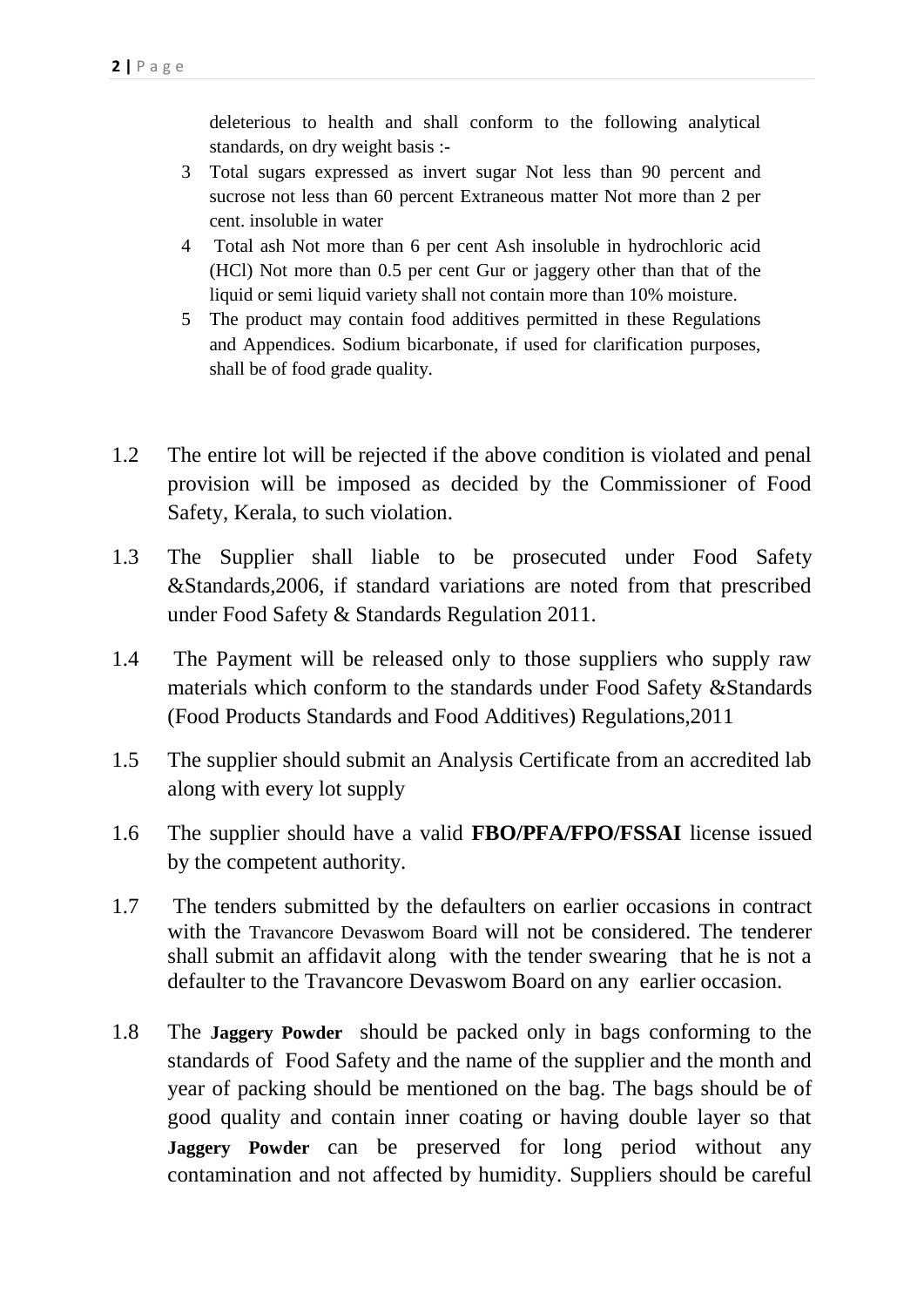deleterious to health and shall conform to the following analytical standards, on dry weight basis :-

3 Total sugars expressed as invert sugar Not less than 90 percent and sucrose not less than 60 percent Extraneous matter Not more than 2 per cent. insoluble in water

4 Total ash Not more than 6 per cent Ash insoluble in hydrochloric acid (HCl) Not more than 0.5 per cent Gur or jaggery other than that of the liquid or semi liquid variety shall not contain more than 10% moisture.

5 The product may contain food additives permitted in these Regulations and Appendices. Sodium bicarbonate, if used for clarification purposes, shall be of food grade quality.

1.2 The entire lot will be rejected if the above condition is violated and penal provision will be imposed as decided by the Commissioner of Food Safety, Kerala, to such violation.

1.3 The Supplier shall liable to be prosecuted under Food Safety &Standards,2006, if standard variations are noted from that prescribed under Food Safety & Standards Regulation 2011.

1.4 The Payment will be released only to those suppliers who supply raw materials which conform to the standards under Food Safety &Standards (Food Products Standards and Food Additives) Regulations,2011

1.5 The supplier should submit an Analysis Certificate from an accredited lab along with every lot supply

1.6 The supplier should have a valid **FBO/PFA/FPO/FSSAI** license issued by the competent authority.

1.7 The tenders submitted by the defaulters on earlier occasions in contract with the Travancore Devaswom Board will not be considered. The tenderer shall submit an affidavit along with the tender swearing that he is not a defaulter to the Travancore Devaswom Board on any earlier occasion.

1.8 The **Jaggery Powder** should be packed only in bags conforming to the standards of Food Safety and the name of the supplier and the month and year of packing should be mentioned on the bag. The bags should be of good quality and contain inner coating or having double layer so that **Jaggery Powder** can be preserved for long period without any contamination and not affected by humidity. Suppliers should be careful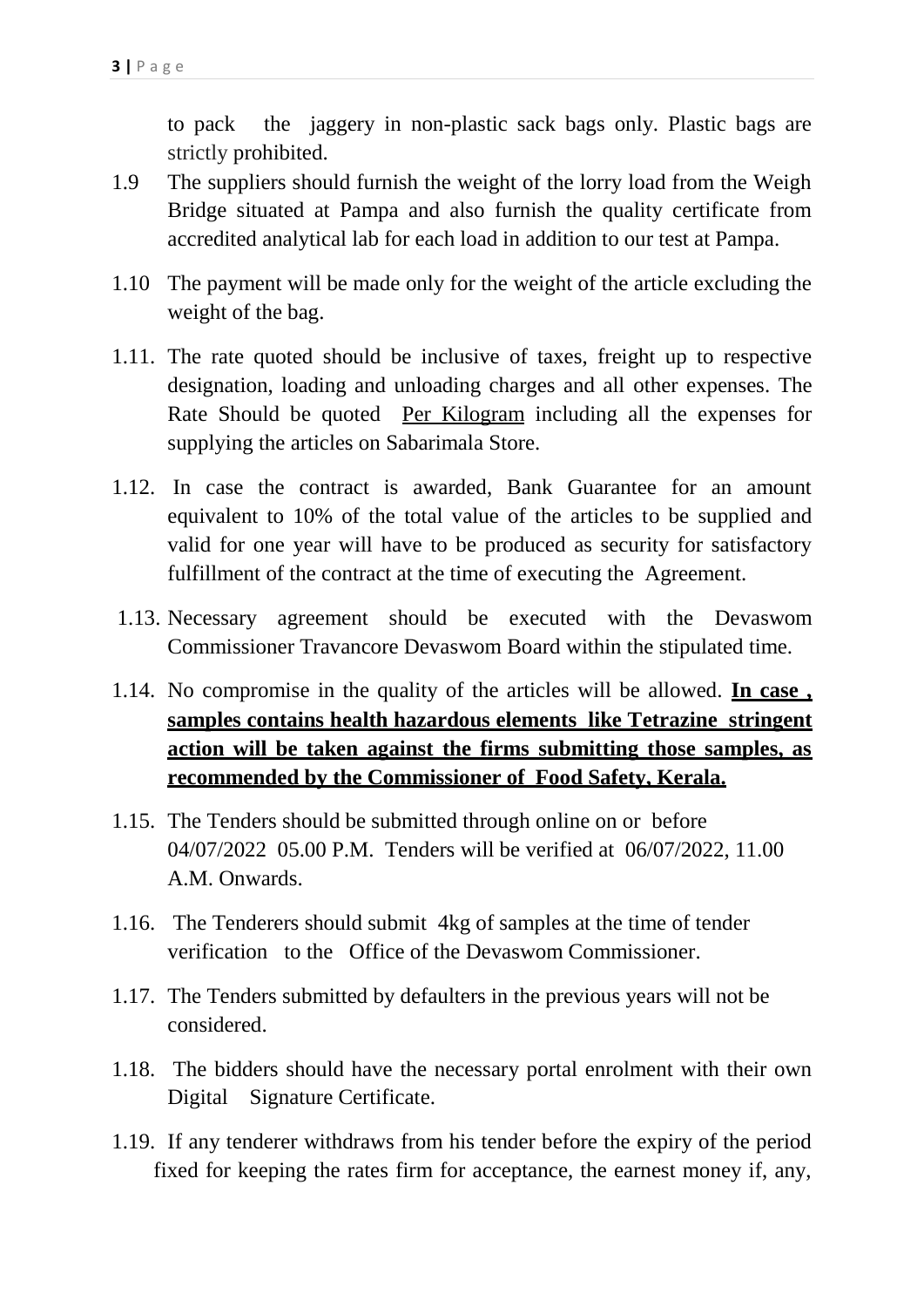to pack the jaggery in non-plastic sack bags only. Plastic bags are strictly prohibited.

1.9 The suppliers should furnish the weight of the lorry load from the Weigh Bridge situated at Pampa and also furnish the quality certificate from accredited analytical lab for each load in addition to our test at Pampa.

1.10 The payment will be made only for the weight of the article excluding the weight of the bag.

1.11. The rate quoted should be inclusive of taxes, freight up to respective designation, loading and unloading charges and all other expenses. The Rate Should be quoted <u>Per Kilogram</u> including all the expenses for supplying the articles on Sabarimala Store.

1.12. In case the contract is awarded, Bank Guarantee for an amount equivalent to 10% of the total value of the articles to be supplied and valid for one year will have to be produced as security for satisfactory fulfillment of the contract at the time of executing the Agreement.

1.13. Necessary agreement should be executed with the Devaswom Commissioner Travancore Devaswom Board within the stipulated time.

1.14. No compromise in the quality of the articles will be allowed. **<u>In case , samples contains health hazardous elements like Tetrazine stringent action will be taken against the firms submitting those samples, as recommended by the Commissioner of Food Safety, Kerala.</u>**

1.15. The Tenders should be submitted through online on or before 04/07/2022 05.00 P.M. Tenders will be verified at 06/07/2022, 11.00 A.M. Onwards.

1.16. The Tenderers should submit 4kg of samples at the time of tender verification to the Office of the Devaswom Commissioner.

1.17. The Tenders submitted by defaulters in the previous years will not be considered.

1.18. The bidders should have the necessary portal enrolment with their own Digital Signature Certificate.

1.19. If any tenderer withdraws from his tender before the expiry of the period fixed for keeping the rates firm for acceptance, the earnest money if, any,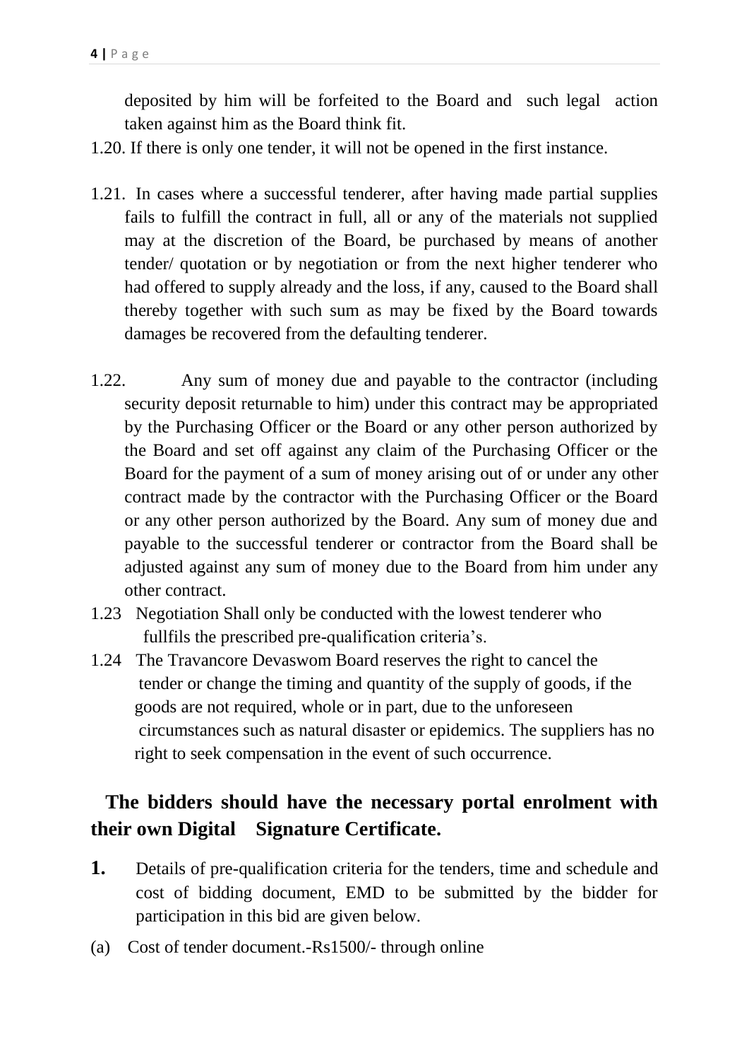deposited by him will be forfeited to the Board and such legal action taken against him as the Board think fit.

1.20. If there is only one tender, it will not be opened in the first instance.

1.21. In cases where a successful tenderer, after having made partial supplies fails to fulfill the contract in full, all or any of the materials not supplied may at the discretion of the Board, be purchased by means of another tender/ quotation or by negotiation or from the next higher tenderer who had offered to supply already and the loss, if any, caused to the Board shall thereby together with such sum as may be fixed by the Board towards damages be recovered from the defaulting tenderer.

1.22. Any sum of money due and payable to the contractor (including security deposit returnable to him) under this contract may be appropriated by the Purchasing Officer or the Board or any other person authorized by the Board and set off against any claim of the Purchasing Officer or the Board for the payment of a sum of money arising out of or under any other contract made by the contractor with the Purchasing Officer or the Board or any other person authorized by the Board. Any sum of money due and payable to the successful tenderer or contractor from the Board shall be adjusted against any sum of money due to the Board from him under any other contract.

1.23 Negotiation Shall only be conducted with the lowest tenderer who fullfils the prescribed pre-qualification criteria's.

1.24 The Travancore Devaswom Board reserves the right to cancel the tender or change the timing and quantity of the supply of goods, if the goods are not required, whole or in part, due to the unforeseen circumstances such as natural disaster or epidemics. The suppliers has no right to seek compensation in the event of such occurrence.

**The bidders should have the necessary portal enrolment with their own Digital Signature Certificate.**

**1.** Details of pre-qualification criteria for the tenders, time and schedule and cost of bidding document, EMD to be submitted by the bidder for participation in this bid are given below.

(a) Cost of tender document.-Rs1500/- through online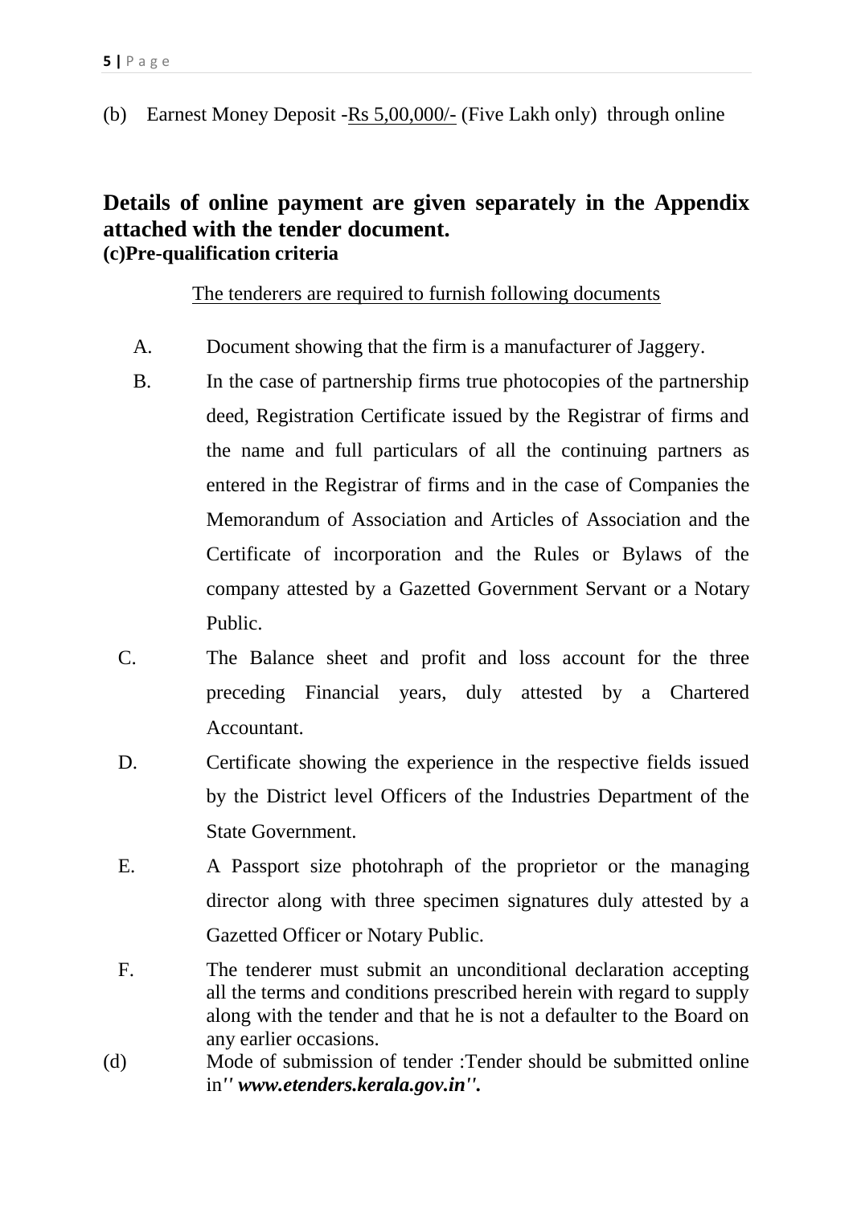(b) Earnest Money Deposit -Rs 5,00,000/- (Five Lakh only) through online

**Details of online payment are given separately in the Appendix attached with the tender document.**

**(c)Pre-qualification criteria**

The tenderers are required to furnish following documents

A. Document showing that the firm is a manufacturer of Jaggery.

B. In the case of partnership firms true photocopies of the partnership deed, Registration Certificate issued by the Registrar of firms and the name and full particulars of all the continuing partners as entered in the Registrar of firms and in the case of Companies the Memorandum of Association and Articles of Association and the Certificate of incorporation and the Rules or Bylaws of the company attested by a Gazetted Government Servant or a Notary Public.

C. The Balance sheet and profit and loss account for the three preceding Financial years, duly attested by a Chartered Accountant.

D. Certificate showing the experience in the respective fields issued by the District level Officers of the Industries Department of the State Government.

E. A Passport size photohraph of the proprietor or the managing director along with three specimen signatures duly attested by a Gazetted Officer or Notary Public.

F. The tenderer must submit an unconditional declaration accepting all the terms and conditions prescribed herein with regard to supply along with the tender and that he is not a defaulter to the Board on any earlier occasions.

(d) Mode of submission of tender :Tender should be submitted online in***'' www.etenders.kerala.gov.in''.***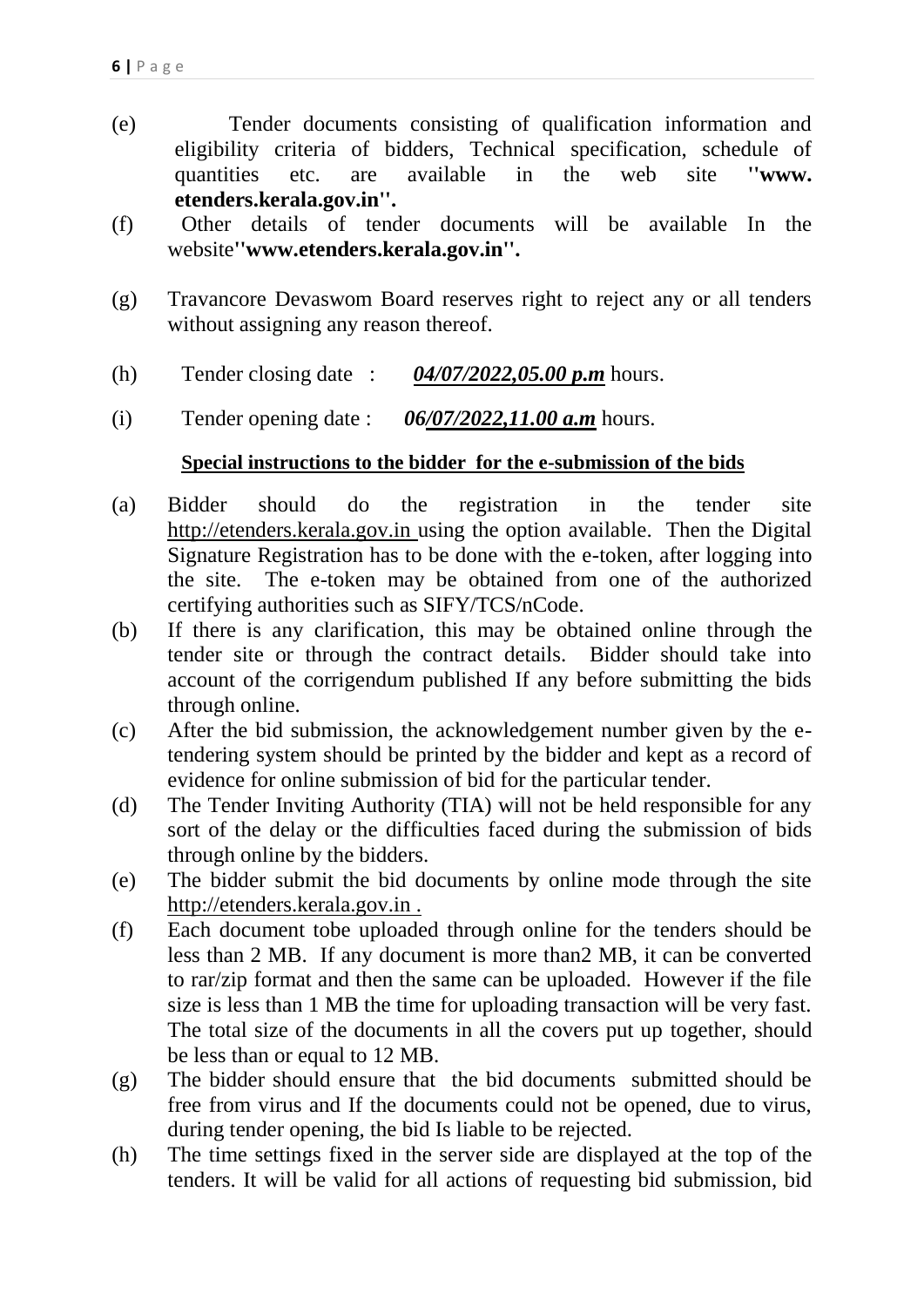(e) Tender documents consisting of qualification information and eligibility criteria of bidders, Technical specification, schedule of quantities etc. are available in the web site **''www. etenders.kerala.gov.in''.**

(f) Other details of tender documents will be available In the website**''www.etenders.kerala.gov.in''.**

(g) Travancore Devaswom Board reserves right to reject any or all tenders without assigning any reason thereof.

(h) Tender closing date : ***04/07/2022,05.00 p.m*** hours.

(i) Tender opening date : ***06/07/2022,11.00 a.m*** hours.

**Special instructions to the bidder for the e-submission of the bids**

(a) Bidder should do the registration in the tender site http://etenders.kerala.gov.in using the option available. Then the Digital Signature Registration has to be done with the e-token, after logging into the site. The e-token may be obtained from one of the authorized certifying authorities such as SIFY/TCS/nCode.

(b) If there is any clarification, this may be obtained online through the tender site or through the contract details. Bidder should take into account of the corrigendum published If any before submitting the bids through online.

(c) After the bid submission, the acknowledgement number given by the e-tendering system should be printed by the bidder and kept as a record of evidence for online submission of bid for the particular tender.

(d) The Tender Inviting Authority (TIA) will not be held responsible for any sort of the delay or the difficulties faced during the submission of bids through online by the bidders.

(e) The bidder submit the bid documents by online mode through the site http://etenders.kerala.gov.in .

(f) Each document tobe uploaded through online for the tenders should be less than 2 MB. If any document is more than2 MB, it can be converted to rar/zip format and then the same can be uploaded. However if the file size is less than 1 MB the time for uploading transaction will be very fast. The total size of the documents in all the covers put up together, should be less than or equal to 12 MB.

(g) The bidder should ensure that the bid documents submitted should be free from virus and If the documents could not be opened, due to virus, during tender opening, the bid Is liable to be rejected.

(h) The time settings fixed in the server side are displayed at the top of the tenders. It will be valid for all actions of requesting bid submission, bid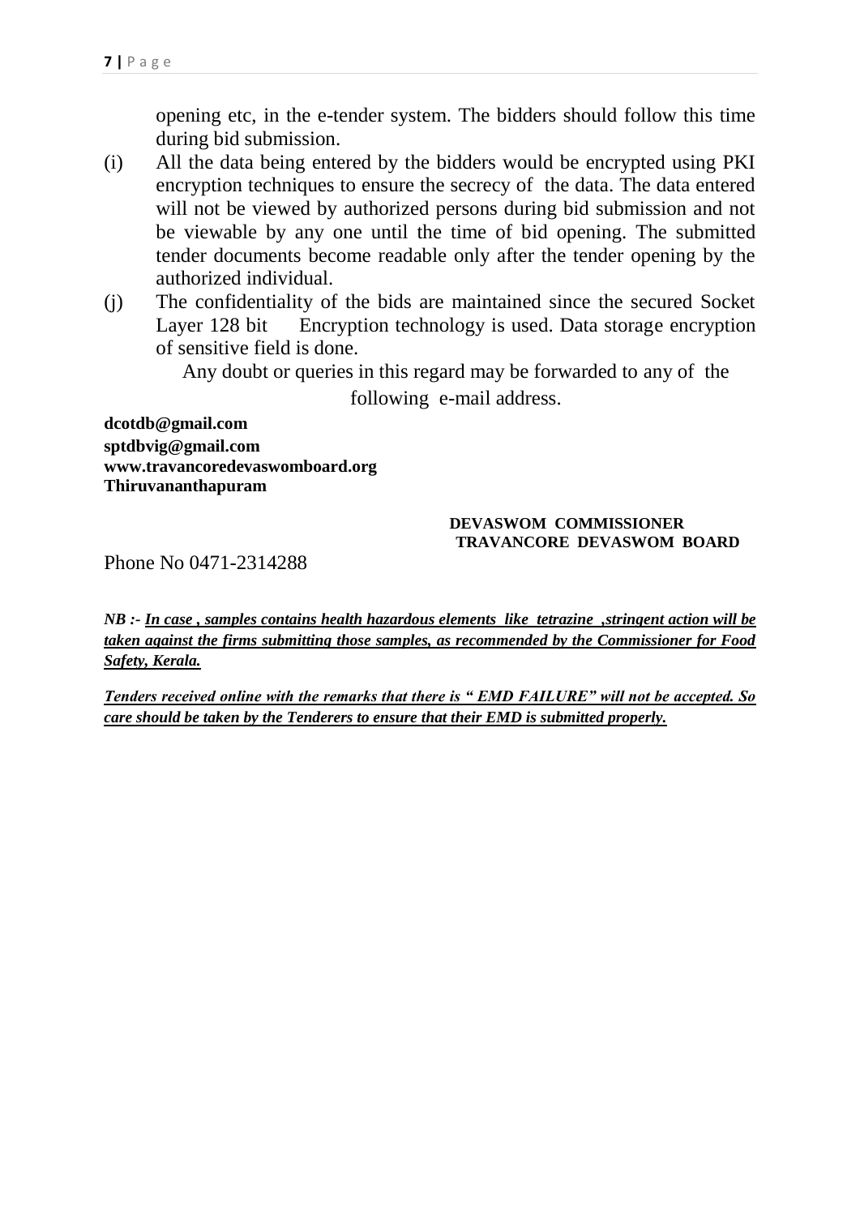opening etc, in the e-tender system. The bidders should follow this time during bid submission.

(i) All the data being entered by the bidders would be encrypted using PKI encryption techniques to ensure the secrecy of the data. The data entered will not be viewed by authorized persons during bid submission and not be viewable by any one until the time of bid opening. The submitted tender documents become readable only after the tender opening by the authorized individual.

(j) The confidentiality of the bids are maintained since the secured Socket Layer 128 bit Encryption technology is used. Data storage encryption of sensitive field is done.

Any doubt or queries in this regard may be forwarded to any of the following e-mail address.

**dcotdb@gmail.com**
**sptdbvig@gmail.com**
**www.travancoredevaswomboard.org**
**Thiruvananthapuram**

**DEVASWOM COMMISSIONER**
**TRAVANCORE DEVASWOM BOARD**

Phone No 0471-2314288

***NB :- In case , samples contains health hazardous elements like tetrazine ,stringent action will be taken against the firms submitting those samples, as recommended by the Commissioner for Food Safety, Kerala.***

***Tenders received online with the remarks that there is " EMD FAILURE" will not be accepted. So care should be taken by the Tenderers to ensure that their EMD is submitted properly.***